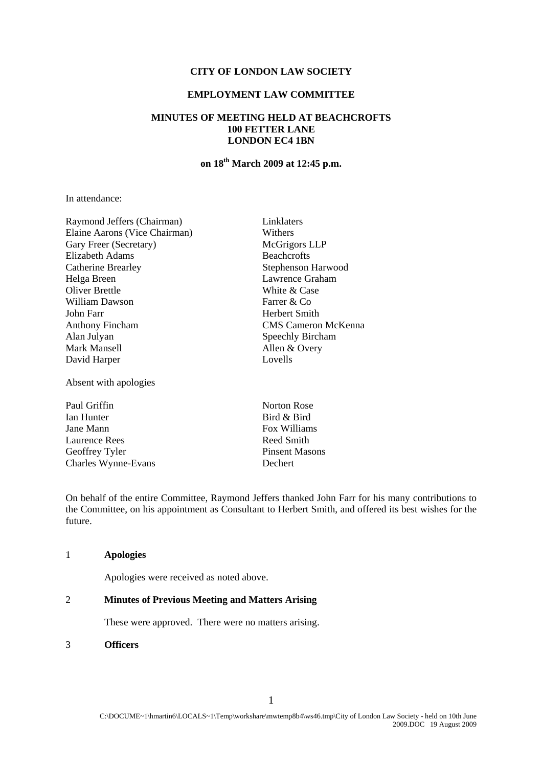**CITY OF LONDON LAW SOCIETY**

**EMPLOYMENT LAW COMMITTEE**

**MINUTES OF MEETING HELD AT BEACHCROFTS**
**100 FETTER LANE**
**LONDON EC4 1BN**

**on 18th March 2009 at 12:45 p.m.**

In attendance:

| | |
|---|---|
| Raymond Jeffers (Chairman) | Linklaters |
| Elaine Aarons (Vice Chairman) | Withers |
| Gary Freer (Secretary) | McGrigors LLP |
| Elizabeth Adams | Beachcrofts |
| Catherine Brearley | Stephenson Harwood |
| Helga Breen | Lawrence Graham |
| Oliver Brettle | White & Case |
| William Dawson | Farrer & Co |
| John Farr | Herbert Smith |
| Anthony Fincham | CMS Cameron McKenna |
| Alan Julyan | Speechly Bircham |
| Mark Mansell | Allen & Overy |
| David Harper | Lovells |

Absent with apologies

| | |
|---|---|
| Paul Griffin | Norton Rose |
| Ian Hunter | Bird & Bird |
| Jane Mann | Fox Williams |
| Laurence Rees | Reed Smith |
| Geoffrey Tyler | Pinsent Masons |
| Charles Wynne-Evans | Dechert |

On behalf of the entire Committee, Raymond Jeffers thanked John Farr for his many contributions to the Committee, on his appointment as Consultant to Herbert Smith, and offered its best wishes for the future.

1 **Apologies**

Apologies were received as noted above.

2 **Minutes of Previous Meeting and Matters Arising**

These were approved. There were no matters arising.

3 **Officers**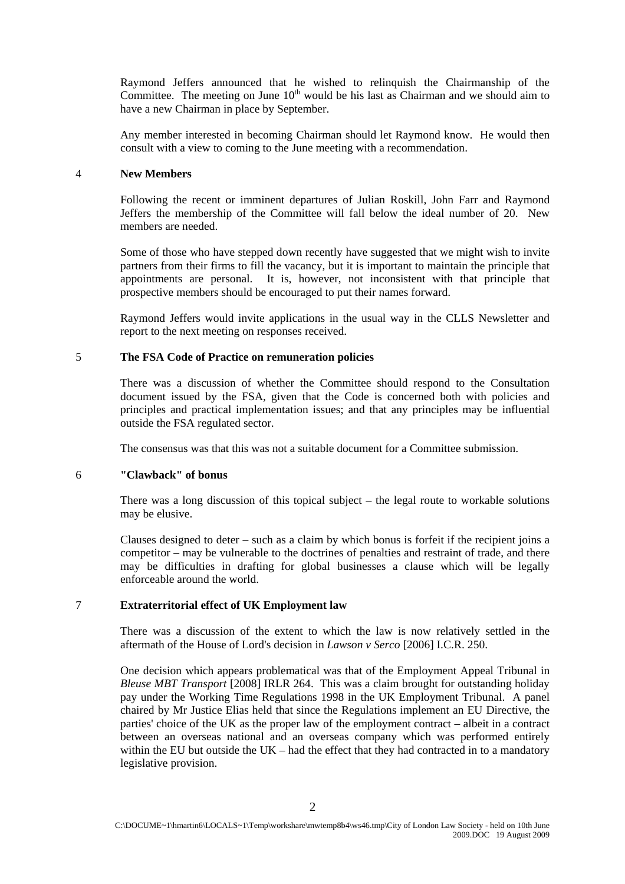Raymond Jeffers announced that he wished to relinquish the Chairmanship of the Committee. The meeting on June 10th would be his last as Chairman and we should aim to have a new Chairman in place by September.

Any member interested in becoming Chairman should let Raymond know. He would then consult with a view to coming to the June meeting with a recommendation.

4 **New Members**

Following the recent or imminent departures of Julian Roskill, John Farr and Raymond Jeffers the membership of the Committee will fall below the ideal number of 20. New members are needed.

Some of those who have stepped down recently have suggested that we might wish to invite partners from their firms to fill the vacancy, but it is important to maintain the principle that appointments are personal. It is, however, not inconsistent with that principle that prospective members should be encouraged to put their names forward.

Raymond Jeffers would invite applications in the usual way in the CLLS Newsletter and report to the next meeting on responses received.

5 **The FSA Code of Practice on remuneration policies**

There was a discussion of whether the Committee should respond to the Consultation document issued by the FSA, given that the Code is concerned both with policies and principles and practical implementation issues; and that any principles may be influential outside the FSA regulated sector.

The consensus was that this was not a suitable document for a Committee submission.

6 **"Clawback" of bonus**

There was a long discussion of this topical subject – the legal route to workable solutions may be elusive.

Clauses designed to deter – such as a claim by which bonus is forfeit if the recipient joins a competitor – may be vulnerable to the doctrines of penalties and restraint of trade, and there may be difficulties in drafting for global businesses a clause which will be legally enforceable around the world.

7 **Extraterritorial effect of UK Employment law**

There was a discussion of the extent to which the law is now relatively settled in the aftermath of the House of Lord's decision in *Lawson v Serco* [2006] I.C.R. 250.

One decision which appears problematical was that of the Employment Appeal Tribunal in *Bleuse MBT Transport* [2008] IRLR 264. This was a claim brought for outstanding holiday pay under the Working Time Regulations 1998 in the UK Employment Tribunal. A panel chaired by Mr Justice Elias held that since the Regulations implement an EU Directive, the parties' choice of the UK as the proper law of the employment contract – albeit in a contract between an overseas national and an overseas company which was performed entirely within the EU but outside the UK – had the effect that they had contracted in to a mandatory legislative provision.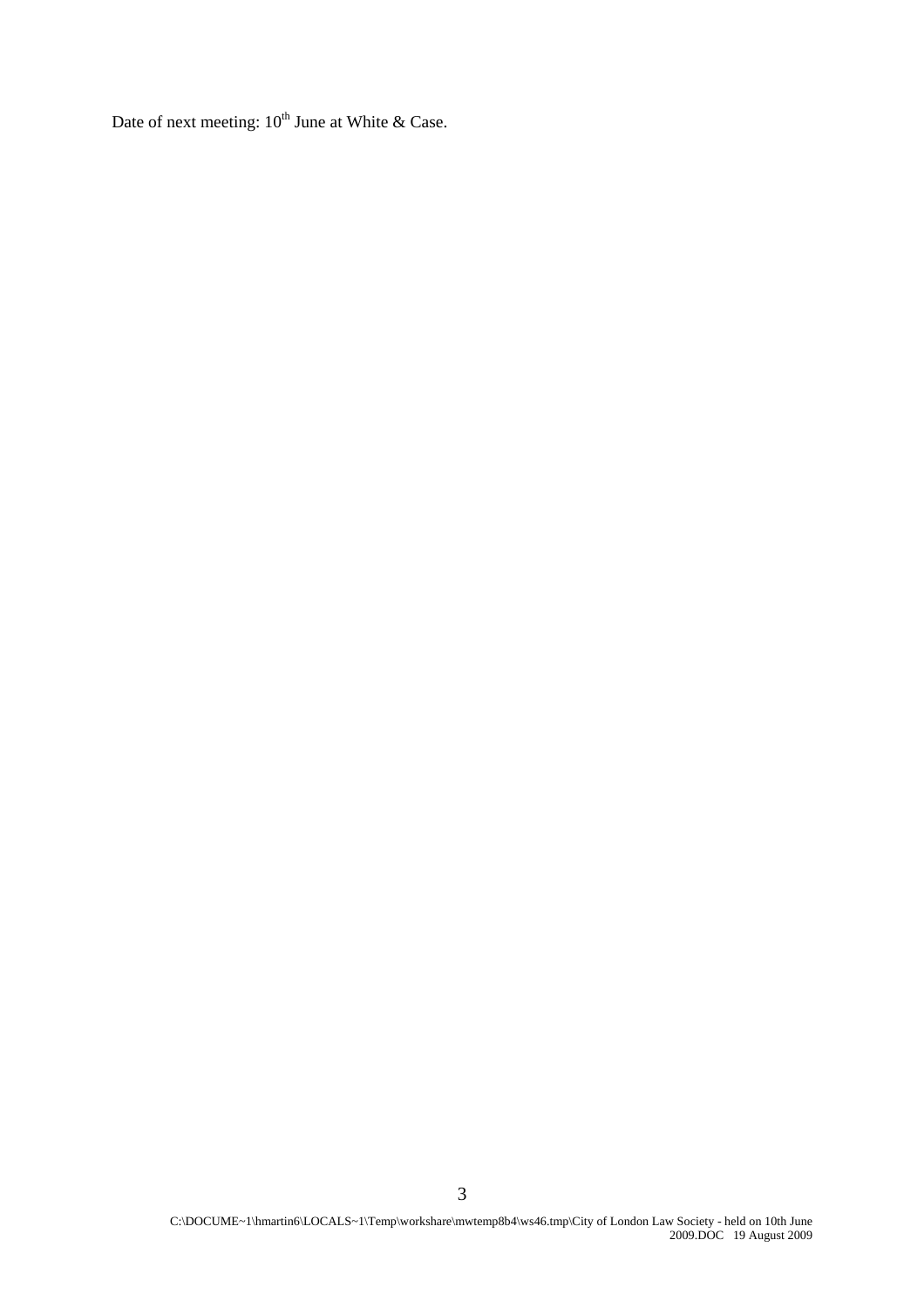Date of next meeting: 10th June at White & Case.